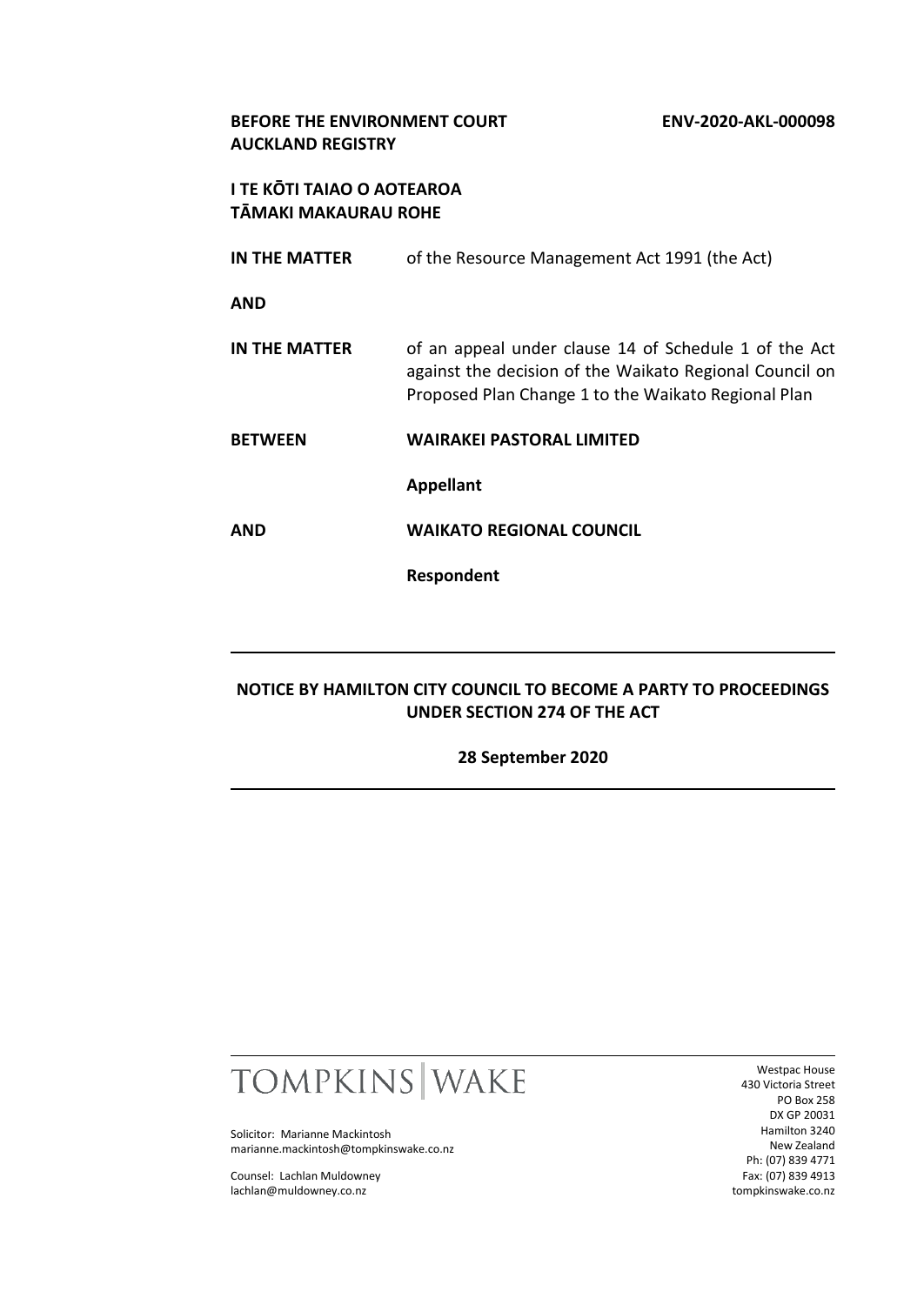**BEFORE THE ENVIRONMENT COURT**
**AUCKLAND REGISTRY**

**ENV-2020-AKL-000098**

**I TE KŌTI TAIAO O AOTEAROA**
**TĀMAKI MAKAURAU ROHE**

**IN THE MATTER** of the Resource Management Act 1991 (the Act)

**AND**

**IN THE MATTER** of an appeal under clause 14 of Schedule 1 of the Act against the decision of the Waikato Regional Council on Proposed Plan Change 1 to the Waikato Regional Plan

**BETWEEN** **WAIRAKEI PASTORAL LIMITED**

**Appellant**

**AND** **WAIKATO REGIONAL COUNCIL**

**Respondent**

---

**NOTICE BY HAMILTON CITY COUNCIL TO BECOME A PARTY TO PROCEEDINGS UNDER SECTION 274 OF THE ACT**

**28 September 2020**

---

TOMPKINS | WAKE

Solicitor: Marianne Mackintosh
marianne.mackintosh@tompkinswake.co.nz

Counsel: Lachlan Muldowney
lachlan@muldowney.co.nz

Westpac House
430 Victoria Street
PO Box 258
DX GP 20031
Hamilton 3240
New Zealand
Ph: (07) 839 4771
Fax: (07) 839 4913
tompkinswake.co.nz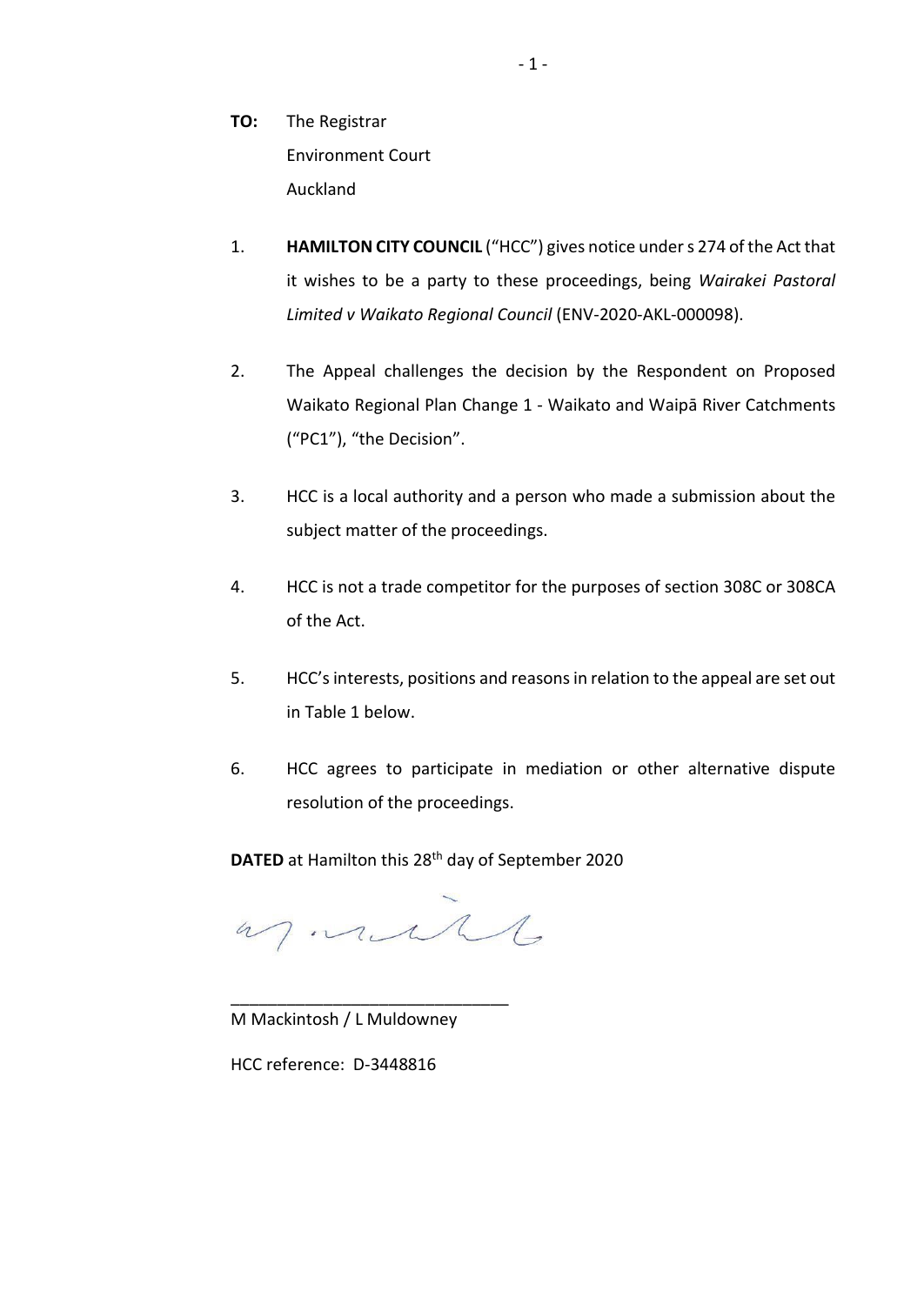**TO:** The Registrar
Environment Court
Auckland

1. **HAMILTON CITY COUNCIL** ("HCC") gives notice under s 274 of the Act that it wishes to be a party to these proceedings, being *Wairakei Pastoral Limited v Waikato Regional Council* (ENV-2020-AKL-000098).

2. The Appeal challenges the decision by the Respondent on Proposed Waikato Regional Plan Change 1 - Waikato and Waipā River Catchments ("PC1"), "the Decision".

3. HCC is a local authority and a person who made a submission about the subject matter of the proceedings.

4. HCC is not a trade competitor for the purposes of section 308C or 308CA of the Act.

5. HCC's interests, positions and reasons in relation to the appeal are set out in Table 1 below.

6. HCC agrees to participate in mediation or other alternative dispute resolution of the proceedings.

**DATED** at Hamilton this 28th day of September 2020

\_\_\_\_\_\_\_\_\_\_\_\_\_\_\_\_\_\_\_\_\_\_\_\_\_\_\_\_\_\_

M Mackintosh / L Muldowney

HCC reference: D-3448816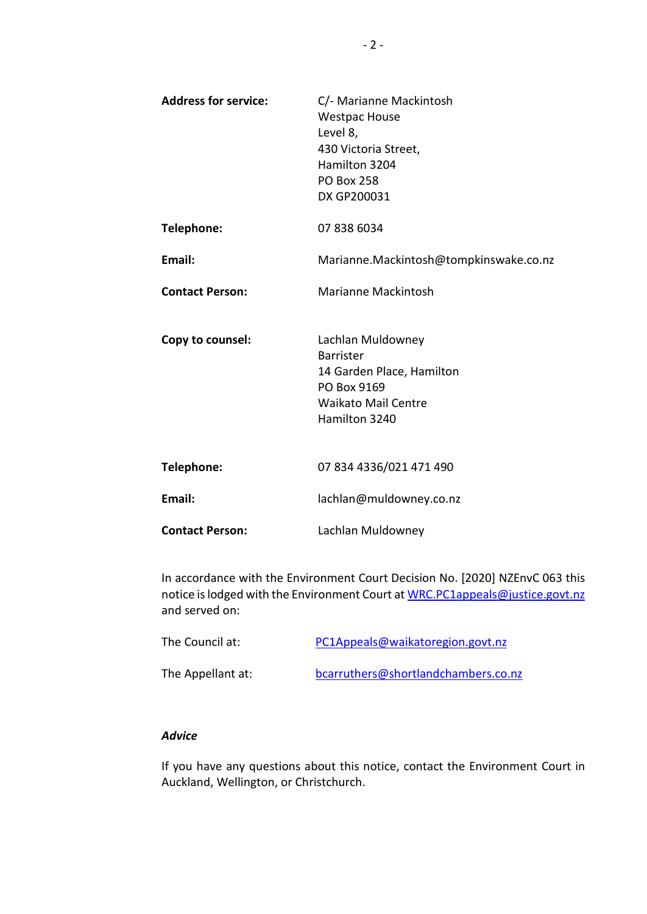| | |
|---|---|
| **Address for service:** | C/- Marianne Mackintosh<br>Westpac House<br>Level 8,<br>430 Victoria Street,<br>Hamilton 3204<br>PO Box 258<br>DX GP200031 |
| **Telephone:** | 07 838 6034 |
| **Email:** | Marianne.Mackintosh@tompkinswake.co.nz |
| **Contact Person:** | Marianne Mackintosh |
| **Copy to counsel:** | Lachlan Muldowney<br>Barrister<br>14 Garden Place, Hamilton<br>PO Box 9169<br>Waikato Mail Centre<br>Hamilton 3240 |
| **Telephone:** | 07 834 4336/021 471 490 |
| **Email:** | lachlan@muldowney.co.nz |
| **Contact Person:** | Lachlan Muldowney |

In accordance with the Environment Court Decision No. [2020] NZEnvC 063 this notice is lodged with the Environment Court at WRC.PC1appeals@justice.govt.nz and served on:

| | |
|---|---|
| The Council at: | PC1Appeals@waikatoregion.govt.nz |
| The Appellant at: | bcarruthers@shortlandchambers.co.nz |

***Advice***

If you have any questions about this notice, contact the Environment Court in Auckland, Wellington, or Christchurch.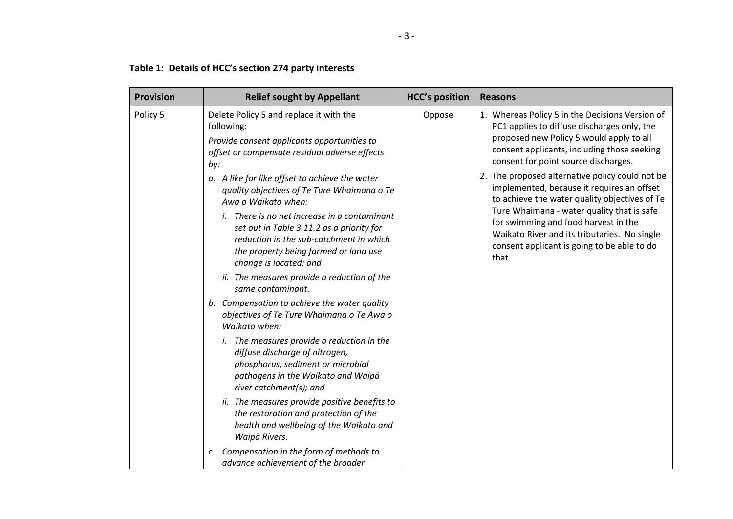**Table 1: Details of HCC's section 274 party interests**

| Provision | Relief sought by Appellant | HCC's position | Reasons |
|---|---|---|---|
| Policy 5 | Delete Policy 5 and replace it with the following:<br>*Provide consent applicants opportunities to offset or compensate residual adverse effects by:*<br>*a. A like for like offset to achieve the water quality objectives of Te Ture Whaimana o Te Awa o Waikato when:*<br>*i. There is no net increase in a contaminant set out in Table 3.11.2 as a priority for reduction in the sub-catchment in which the property being farmed or land use change is located; and*<br>*ii. The measures provide a reduction of the same contaminant.*<br>*b. Compensation to achieve the water quality objectives of Te Ture Whaimana o Te Awa o Waikato when:*<br>*i. The measures provide a reduction in the diffuse discharge of nitrogen, phosphorus, sediment or microbial pathogens in the Waikato and Waipā river catchment(s); and*<br>*ii. The measures provide positive benefits to the restoration and protection of the health and wellbeing of the Waikato and Waipā Rivers.*<br>*c. Compensation in the form of methods to advance achievement of the broader* | Oppose | 1. Whereas Policy 5 in the Decisions Version of PC1 applies to diffuse discharges only, the proposed new Policy 5 would apply to all consent applicants, including those seeking consent for point source discharges.<br>2. The proposed alternative policy could not be implemented, because it requires an offset to achieve the water quality objectives of Te Ture Whaimana - water quality that is safe for swimming and food harvest in the Waikato River and its tributaries. No single consent applicant is going to be able to do that. |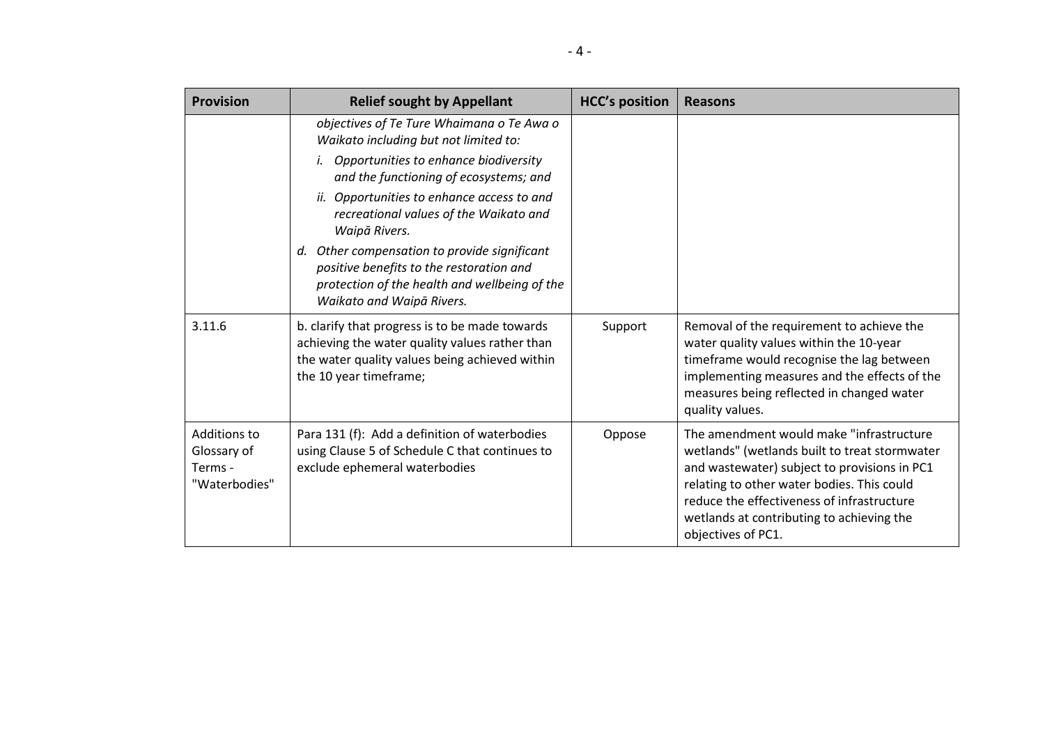| Provision | Relief sought by Appellant | HCC's position | Reasons |
|---|---|---|---|
| | *objectives of Te Ture Whaimana o Te Awa o Waikato including but not limited to:*<br>*i. Opportunities to enhance biodiversity and the functioning of ecosystems; and*<br>*ii. Opportunities to enhance access to and recreational values of the Waikato and Waipā Rivers.*<br>*d. Other compensation to provide significant positive benefits to the restoration and protection of the health and wellbeing of the Waikato and Waipā Rivers.* | | |
| 3.11.6 | b. clarify that progress is to be made towards achieving the water quality values rather than the water quality values being achieved within the 10 year timeframe; | Support | Removal of the requirement to achieve the water quality values within the 10-year timeframe would recognise the lag between implementing measures and the effects of the measures being reflected in changed water quality values. |
| Additions to Glossary of Terms - "Waterbodies" | Para 131 (f): Add a definition of waterbodies using Clause 5 of Schedule C that continues to exclude ephemeral waterbodies | Oppose | The amendment would make "infrastructure wetlands" (wetlands built to treat stormwater and wastewater) subject to provisions in PC1 relating to other water bodies. This could reduce the effectiveness of infrastructure wetlands at contributing to achieving the objectives of PC1. |